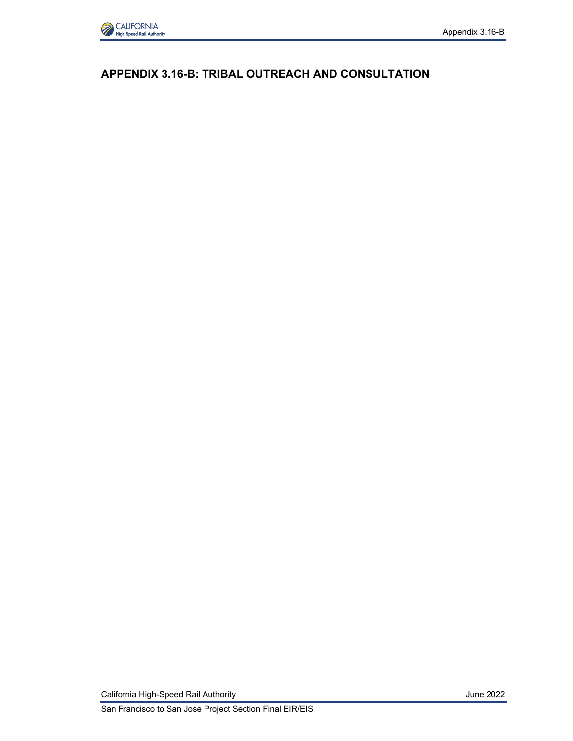# APPENDIX 3.16-B: TRIBAL OUTREACH AND CONSULTATION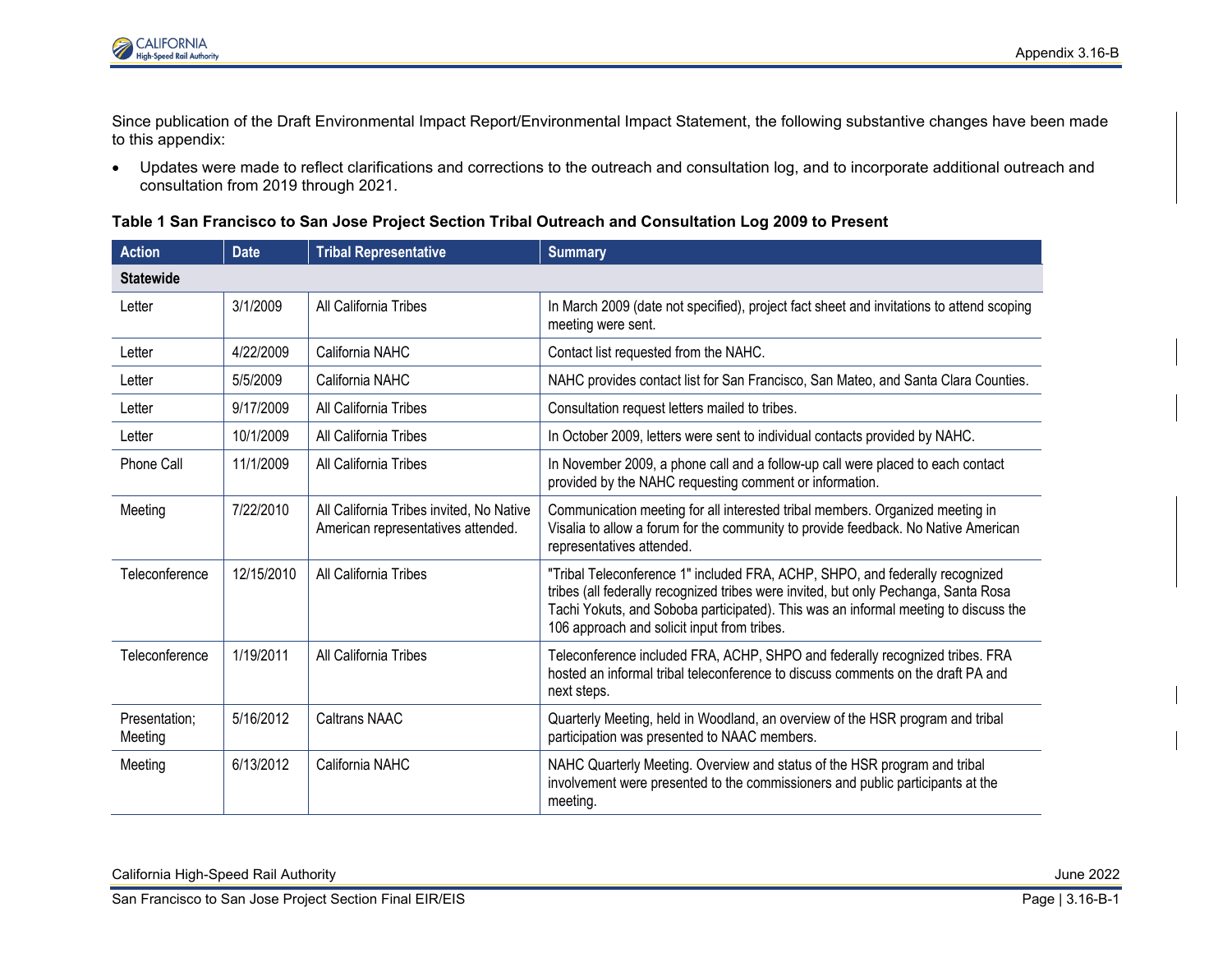Since publication of the Draft Environmental Impact Report/Environmental Impact Statement, the following substantive changes have been made to this appendix:

- Updates were made to reflect clarifications and corrections to the outreach and consultation log, and to incorporate additional outreach and consultation from 2019 through 2021.

**Table 1 San Francisco to San Jose Project Section Tribal Outreach and Consultation Log 2009 to Present**

| Action | Date | Tribal Representative | Summary |
|---|---|---|---|
| **Statewide** | | | |
| Letter | 3/1/2009 | All California Tribes | In March 2009 (date not specified), project fact sheet and invitations to attend scoping meeting were sent. |
| Letter | 4/22/2009 | California NAHC | Contact list requested from the NAHC. |
| Letter | 5/5/2009 | California NAHC | NAHC provides contact list for San Francisco, San Mateo, and Santa Clara Counties. |
| Letter | 9/17/2009 | All California Tribes | Consultation request letters mailed to tribes. |
| Letter | 10/1/2009 | All California Tribes | In October 2009, letters were sent to individual contacts provided by NAHC. |
| Phone Call | 11/1/2009 | All California Tribes | In November 2009, a phone call and a follow-up call were placed to each contact provided by the NAHC requesting comment or information. |
| Meeting | 7/22/2010 | All California Tribes invited, No Native American representatives attended. | Communication meeting for all interested tribal members. Organized meeting in Visalia to allow a forum for the community to provide feedback. No Native American representatives attended. |
| Teleconference | 12/15/2010 | All California Tribes | "Tribal Teleconference 1" included FRA, ACHP, SHPO, and federally recognized tribes (all federally recognized tribes were invited, but only Pechanga, Santa Rosa Tachi Yokuts, and Soboba participated). This was an informal meeting to discuss the 106 approach and solicit input from tribes. |
| Teleconference | 1/19/2011 | All California Tribes | Teleconference included FRA, ACHP, SHPO and federally recognized tribes. FRA hosted an informal tribal teleconference to discuss comments on the draft PA and next steps. |
| Presentation; Meeting | 5/16/2012 | Caltrans NAAC | Quarterly Meeting, held in Woodland, an overview of the HSR program and tribal participation was presented to NAAC members. |
| Meeting | 6/13/2012 | California NAHC | NAHC Quarterly Meeting. Overview and status of the HSR program and tribal involvement were presented to the commissioners and public participants at the meeting. |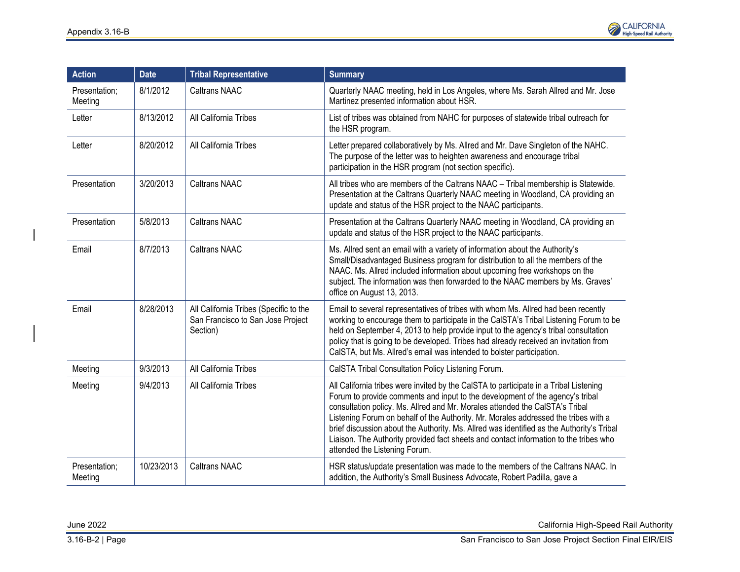| Action | Date | Tribal Representative | Summary |
|---|---|---|---|
| Presentation; Meeting | 8/1/2012 | Caltrans NAAC | Quarterly NAAC meeting, held in Los Angeles, where Ms. Sarah Allred and Mr. Jose Martinez presented information about HSR. |
| Letter | 8/13/2012 | All California Tribes | List of tribes was obtained from NAHC for purposes of statewide tribal outreach for the HSR program. |
| Letter | 8/20/2012 | All California Tribes | Letter prepared collaboratively by Ms. Allred and Mr. Dave Singleton of the NAHC. The purpose of the letter was to heighten awareness and encourage tribal participation in the HSR program (not section specific). |
| Presentation | 3/20/2013 | Caltrans NAAC | All tribes who are members of the Caltrans NAAC – Tribal membership is Statewide. Presentation at the Caltrans Quarterly NAAC meeting in Woodland, CA providing an update and status of the HSR project to the NAAC participants. |
| Presentation | 5/8/2013 | Caltrans NAAC | Presentation at the Caltrans Quarterly NAAC meeting in Woodland, CA providing an update and status of the HSR project to the NAAC participants. |
| Email | 8/7/2013 | Caltrans NAAC | Ms. Allred sent an email with a variety of information about the Authority's Small/Disadvantaged Business program for distribution to all the members of the NAAC. Ms. Allred included information about upcoming free workshops on the subject. The information was then forwarded to the NAAC members by Ms. Graves' office on August 13, 2013. |
| Email | 8/28/2013 | All California Tribes (Specific to the San Francisco to San Jose Project Section) | Email to several representatives of tribes with whom Ms. Allred had been recently working to encourage them to participate in the CalSTA's Tribal Listening Forum to be held on September 4, 2013 to help provide input to the agency's tribal consultation policy that is going to be developed. Tribes had already received an invitation from CalSTA, but Ms. Allred's email was intended to bolster participation. |
| Meeting | 9/3/2013 | All California Tribes | CalSTA Tribal Consultation Policy Listening Forum. |
| Meeting | 9/4/2013 | All California Tribes | All California tribes were invited by the CalSTA to participate in a Tribal Listening Forum to provide comments and input to the development of the agency's tribal consultation policy. Ms. Allred and Mr. Morales attended the CalSTA's Tribal Listening Forum on behalf of the Authority. Mr. Morales addressed the tribes with a brief discussion about the Authority. Ms. Allred was identified as the Authority's Tribal Liaison. The Authority provided fact sheets and contact information to the tribes who attended the Listening Forum. |
| Presentation; Meeting | 10/23/2013 | Caltrans NAAC | HSR status/update presentation was made to the members of the Caltrans NAAC. In addition, the Authority's Small Business Advocate, Robert Padilla, gave a |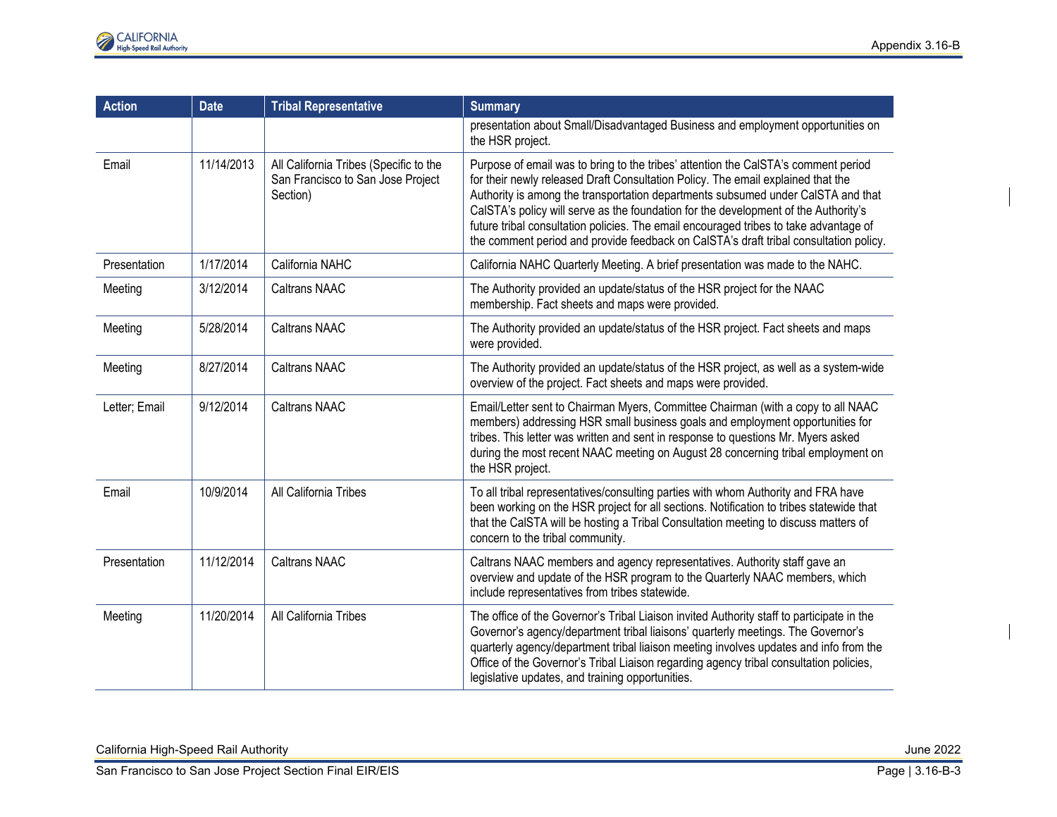| Action | Date | Tribal Representative | Summary |
|---|---|---|---|
| | | | presentation about Small/Disadvantaged Business and employment opportunities on the HSR project. |
| Email | 11/14/2013 | All California Tribes (Specific to the San Francisco to San Jose Project Section) | Purpose of email was to bring to the tribes' attention the CalSTA's comment period for their newly released Draft Consultation Policy. The email explained that the Authority is among the transportation departments subsumed under CalSTA and that CalSTA's policy will serve as the foundation for the development of the Authority's future tribal consultation policies. The email encouraged tribes to take advantage of the comment period and provide feedback on CalSTA's draft tribal consultation policy. |
| Presentation | 1/17/2014 | California NAHC | California NAHC Quarterly Meeting. A brief presentation was made to the NAHC. |
| Meeting | 3/12/2014 | Caltrans NAAC | The Authority provided an update/status of the HSR project for the NAAC membership. Fact sheets and maps were provided. |
| Meeting | 5/28/2014 | Caltrans NAAC | The Authority provided an update/status of the HSR project. Fact sheets and maps were provided. |
| Meeting | 8/27/2014 | Caltrans NAAC | The Authority provided an update/status of the HSR project, as well as a system-wide overview of the project. Fact sheets and maps were provided. |
| Letter; Email | 9/12/2014 | Caltrans NAAC | Email/Letter sent to Chairman Myers, Committee Chairman (with a copy to all NAAC members) addressing HSR small business goals and employment opportunities for tribes. This letter was written and sent in response to questions Mr. Myers asked during the most recent NAAC meeting on August 28 concerning tribal employment on the HSR project. |
| Email | 10/9/2014 | All California Tribes | To all tribal representatives/consulting parties with whom Authority and FRA have been working on the HSR project for all sections. Notification to tribes statewide that that the CalSTA will be hosting a Tribal Consultation meeting to discuss matters of concern to the tribal community. |
| Presentation | 11/12/2014 | Caltrans NAAC | Caltrans NAAC members and agency representatives. Authority staff gave an overview and update of the HSR program to the Quarterly NAAC members, which include representatives from tribes statewide. |
| Meeting | 11/20/2014 | All California Tribes | The office of the Governor's Tribal Liaison invited Authority staff to participate in the Governor's agency/department tribal liaisons' quarterly meetings. The Governor's quarterly agency/department tribal liaison meeting involves updates and info from the Office of the Governor's Tribal Liaison regarding agency tribal consultation policies, legislative updates, and training opportunities. |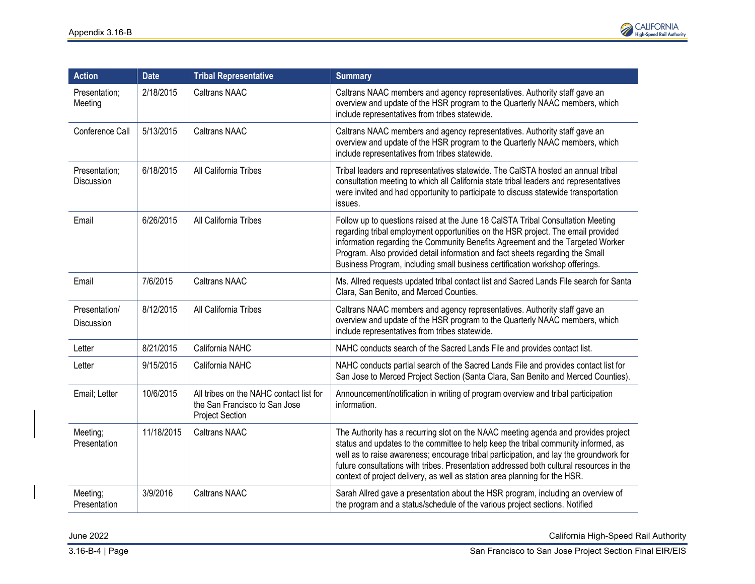| Action | Date | Tribal Representative | Summary |
|---|---|---|---|
| Presentation; Meeting | 2/18/2015 | Caltrans NAAC | Caltrans NAAC members and agency representatives. Authority staff gave an overview and update of the HSR program to the Quarterly NAAC members, which include representatives from tribes statewide. |
| Conference Call | 5/13/2015 | Caltrans NAAC | Caltrans NAAC members and agency representatives. Authority staff gave an overview and update of the HSR program to the Quarterly NAAC members, which include representatives from tribes statewide. |
| Presentation; Discussion | 6/18/2015 | All California Tribes | Tribal leaders and representatives statewide. The CalSTA hosted an annual tribal consultation meeting to which all California state tribal leaders and representatives were invited and had opportunity to participate to discuss statewide transportation issues. |
| Email | 6/26/2015 | All California Tribes | Follow up to questions raised at the June 18 CalSTA Tribal Consultation Meeting regarding tribal employment opportunities on the HSR project. The email provided information regarding the Community Benefits Agreement and the Targeted Worker Program. Also provided detail information and fact sheets regarding the Small Business Program, including small business certification workshop offerings. |
| Email | 7/6/2015 | Caltrans NAAC | Ms. Allred requests updated tribal contact list and Sacred Lands File search for Santa Clara, San Benito, and Merced Counties. |
| Presentation/ Discussion | 8/12/2015 | All California Tribes | Caltrans NAAC members and agency representatives. Authority staff gave an overview and update of the HSR program to the Quarterly NAAC members, which include representatives from tribes statewide. |
| Letter | 8/21/2015 | California NAHC | NAHC conducts search of the Sacred Lands File and provides contact list. |
| Letter | 9/15/2015 | California NAHC | NAHC conducts partial search of the Sacred Lands File and provides contact list for San Jose to Merced Project Section (Santa Clara, San Benito and Merced Counties). |
| Email; Letter | 10/6/2015 | All tribes on the NAHC contact list for the San Francisco to San Jose Project Section | Announcement/notification in writing of program overview and tribal participation information. |
| Meeting; Presentation | 11/18/2015 | Caltrans NAAC | The Authority has a recurring slot on the NAAC meeting agenda and provides project status and updates to the committee to help keep the tribal community informed, as well as to raise awareness; encourage tribal participation, and lay the groundwork for future consultations with tribes. Presentation addressed both cultural resources in the context of project delivery, as well as station area planning for the HSR. |
| Meeting; Presentation | 3/9/2016 | Caltrans NAAC | Sarah Allred gave a presentation about the HSR program, including an overview of the program and a status/schedule of the various project sections. Notified |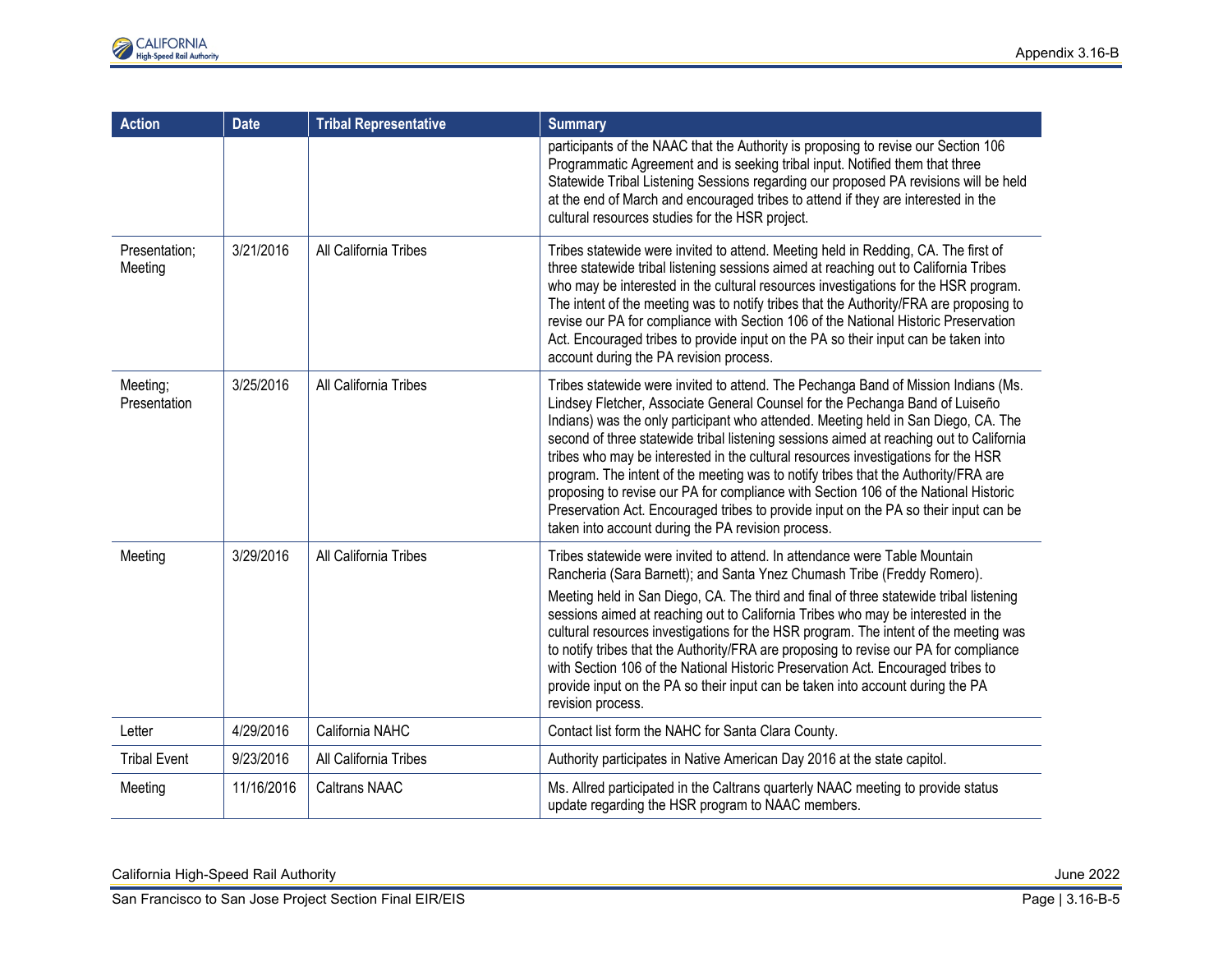| Action | Date | Tribal Representative | Summary |
|---|---|---|---|
| | | | participants of the NAAC that the Authority is proposing to revise our Section 106 Programmatic Agreement and is seeking tribal input. Notified them that three Statewide Tribal Listening Sessions regarding our proposed PA revisions will be held at the end of March and encouraged tribes to attend if they are interested in the cultural resources studies for the HSR project. |
| Presentation; Meeting | 3/21/2016 | All California Tribes | Tribes statewide were invited to attend. Meeting held in Redding, CA. The first of three statewide tribal listening sessions aimed at reaching out to California Tribes who may be interested in the cultural resources investigations for the HSR program. The intent of the meeting was to notify tribes that the Authority/FRA are proposing to revise our PA for compliance with Section 106 of the National Historic Preservation Act. Encouraged tribes to provide input on the PA so their input can be taken into account during the PA revision process. |
| Meeting; Presentation | 3/25/2016 | All California Tribes | Tribes statewide were invited to attend. The Pechanga Band of Mission Indians (Ms. Lindsey Fletcher, Associate General Counsel for the Pechanga Band of Luiseño Indians) was the only participant who attended. Meeting held in San Diego, CA. The second of three statewide tribal listening sessions aimed at reaching out to California tribes who may be interested in the cultural resources investigations for the HSR program. The intent of the meeting was to notify tribes that the Authority/FRA are proposing to revise our PA for compliance with Section 106 of the National Historic Preservation Act. Encouraged tribes to provide input on the PA so their input can be taken into account during the PA revision process. |
| Meeting | 3/29/2016 | All California Tribes | Tribes statewide were invited to attend. In attendance were Table Mountain Rancheria (Sara Barnett); and Santa Ynez Chumash Tribe (Freddy Romero).<br><br>Meeting held in San Diego, CA. The third and final of three statewide tribal listening sessions aimed at reaching out to California Tribes who may be interested in the cultural resources investigations for the HSR program. The intent of the meeting was to notify tribes that the Authority/FRA are proposing to revise our PA for compliance with Section 106 of the National Historic Preservation Act. Encouraged tribes to provide input on the PA so their input can be taken into account during the PA revision process. |
| Letter | 4/29/2016 | California NAHC | Contact list form the NAHC for Santa Clara County. |
| Tribal Event | 9/23/2016 | All California Tribes | Authority participates in Native American Day 2016 at the state capitol. |
| Meeting | 11/16/2016 | Caltrans NAAC | Ms. Allred participated in the Caltrans quarterly NAAC meeting to provide status update regarding the HSR program to NAAC members. |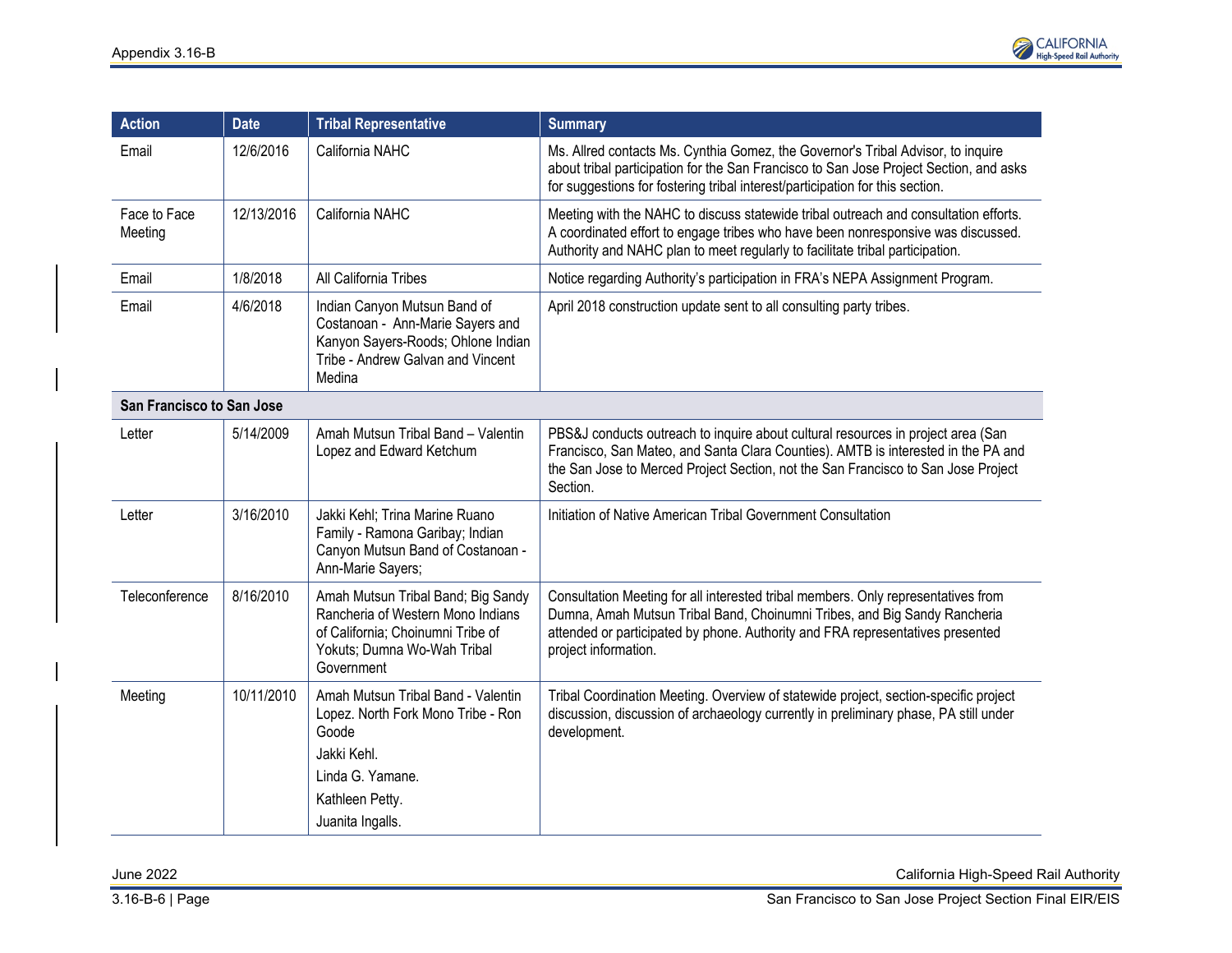| Action | Date | Tribal Representative | Summary |
|---|---|---|---|
| Email | 12/6/2016 | California NAHC | Ms. Allred contacts Ms. Cynthia Gomez, the Governor's Tribal Advisor, to inquire about tribal participation for the San Francisco to San Jose Project Section, and asks for suggestions for fostering tribal interest/participation for this section. |
| Face to Face Meeting | 12/13/2016 | California NAHC | Meeting with the NAHC to discuss statewide tribal outreach and consultation efforts. A coordinated effort to engage tribes who have been nonresponsive was discussed. Authority and NAHC plan to meet regularly to facilitate tribal participation. |
| Email | 1/8/2018 | All California Tribes | Notice regarding Authority's participation in FRA's NEPA Assignment Program. |
| Email | 4/6/2018 | Indian Canyon Mutsun Band of Costanoan - Ann-Marie Sayers and Kanyon Sayers-Roods; Ohlone Indian Tribe - Andrew Galvan and Vincent Medina | April 2018 construction update sent to all consulting party tribes. |
| **San Francisco to San Jose** | | | |
| Letter | 5/14/2009 | Amah Mutsun Tribal Band – Valentin Lopez and Edward Ketchum | PBS&J conducts outreach to inquire about cultural resources in project area (San Francisco, San Mateo, and Santa Clara Counties). AMTB is interested in the PA and the San Jose to Merced Project Section, not the San Francisco to San Jose Project Section. |
| Letter | 3/16/2010 | Jakki Kehl; Trina Marine Ruano Family - Ramona Garibay; Indian Canyon Mutsun Band of Costanoan - Ann-Marie Sayers; | Initiation of Native American Tribal Government Consultation |
| Teleconference | 8/16/2010 | Amah Mutsun Tribal Band; Big Sandy Rancheria of Western Mono Indians of California; Choinumni Tribe of Yokuts; Dumna Wo-Wah Tribal Government | Consultation Meeting for all interested tribal members. Only representatives from Dumna, Amah Mutsun Tribal Band, Choinumni Tribes, and Big Sandy Rancheria attended or participated by phone. Authority and FRA representatives presented project information. |
| Meeting | 10/11/2010 | Amah Mutsun Tribal Band - Valentin Lopez. North Fork Mono Tribe - Ron Goode<br>Jakki Kehl.<br>Linda G. Yamane.<br>Kathleen Petty.<br>Juanita Ingalls. | Tribal Coordination Meeting. Overview of statewide project, section-specific project discussion, discussion of archaeology currently in preliminary phase, PA still under development. |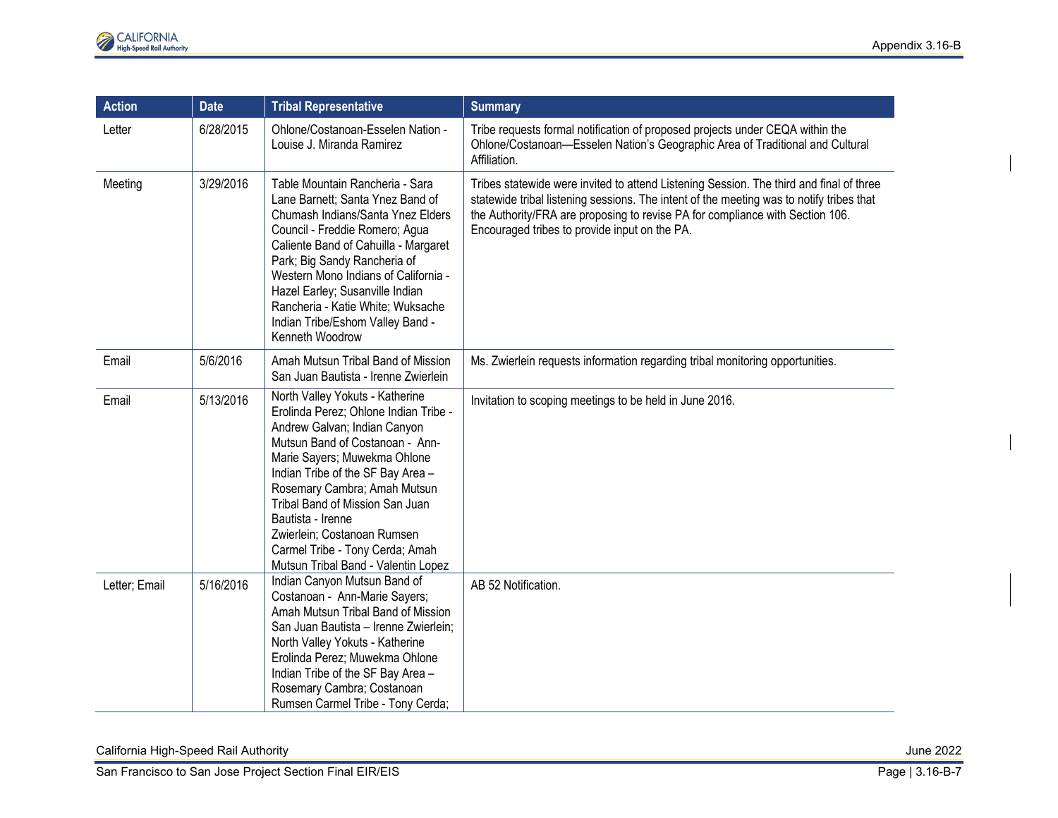| Action | Date | Tribal Representative | Summary |
|---|---|---|---|
| Letter | 6/28/2015 | Ohlone/Costanoan-Esselen Nation - Louise J. Miranda Ramirez | Tribe requests formal notification of proposed projects under CEQA within the Ohlone/Costanoan—Esselen Nation's Geographic Area of Traditional and Cultural Affiliation. |
| Meeting | 3/29/2016 | Table Mountain Rancheria - Sara Lane Barnett; Santa Ynez Band of Chumash Indians/Santa Ynez Elders Council - Freddie Romero; Agua Caliente Band of Cahuilla - Margaret Park; Big Sandy Rancheria of Western Mono Indians of California - Hazel Earley; Susanville Indian Rancheria - Katie White; Wuksache Indian Tribe/Eshom Valley Band - Kenneth Woodrow | Tribes statewide were invited to attend Listening Session. The third and final of three statewide tribal listening sessions. The intent of the meeting was to notify tribes that the Authority/FRA are proposing to revise PA for compliance with Section 106. Encouraged tribes to provide input on the PA. |
| Email | 5/6/2016 | Amah Mutsun Tribal Band of Mission San Juan Bautista - Irenne Zwierlein | Ms. Zwierlein requests information regarding tribal monitoring opportunities. |
| Email | 5/13/2016 | North Valley Yokuts - Katherine Erolinda Perez; Ohlone Indian Tribe - Andrew Galvan; Indian Canyon Mutsun Band of Costanoan - Ann-Marie Sayers; Muwekma Ohlone Indian Tribe of the SF Bay Area – Rosemary Cambra; Amah Mutsun Tribal Band of Mission San Juan Bautista - Irenne Zwierlein; Costanoan Rumsen Carmel Tribe - Tony Cerda; Amah Mutsun Tribal Band - Valentin Lopez | Invitation to scoping meetings to be held in June 2016. |
| Letter; Email | 5/16/2016 | Indian Canyon Mutsun Band of Costanoan - Ann-Marie Sayers; Amah Mutsun Tribal Band of Mission San Juan Bautista – Irenne Zwierlein; North Valley Yokuts - Katherine Erolinda Perez; Muwekma Ohlone Indian Tribe of the SF Bay Area – Rosemary Cambra; Costanoan Rumsen Carmel Tribe - Tony Cerda; | AB 52 Notification. |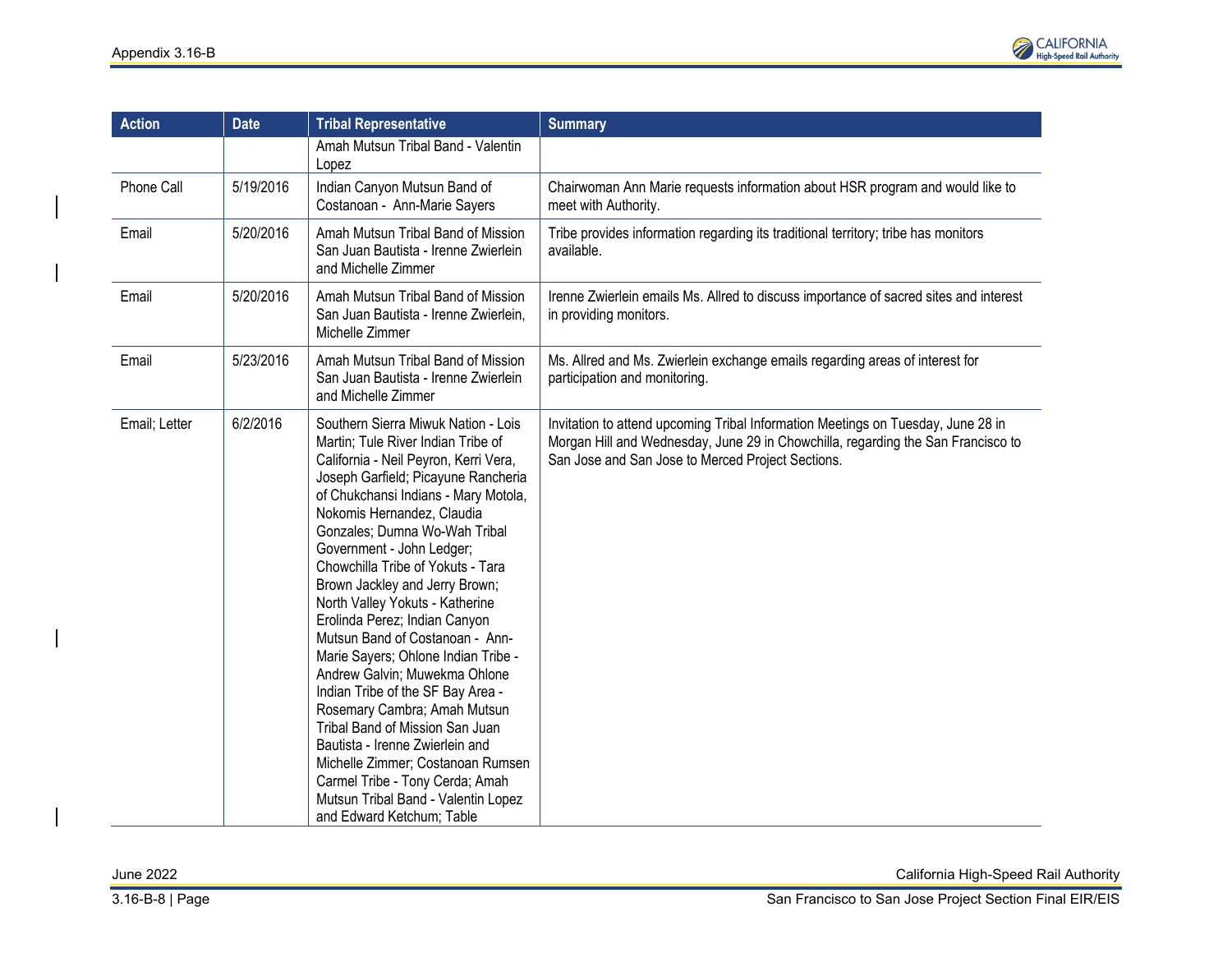| Action | Date | Tribal Representative | Summary |
|---|---|---|---|
| | | Amah Mutsun Tribal Band - Valentin Lopez | |
| Phone Call | 5/19/2016 | Indian Canyon Mutsun Band of Costanoan - Ann-Marie Sayers | Chairwoman Ann Marie requests information about HSR program and would like to meet with Authority. |
| Email | 5/20/2016 | Amah Mutsun Tribal Band of Mission San Juan Bautista - Irenne Zwierlein and Michelle Zimmer | Tribe provides information regarding its traditional territory; tribe has monitors available. |
| Email | 5/20/2016 | Amah Mutsun Tribal Band of Mission San Juan Bautista - Irenne Zwierlein, Michelle Zimmer | Irenne Zwierlein emails Ms. Allred to discuss importance of sacred sites and interest in providing monitors. |
| Email | 5/23/2016 | Amah Mutsun Tribal Band of Mission San Juan Bautista - Irenne Zwierlein and Michelle Zimmer | Ms. Allred and Ms. Zwierlein exchange emails regarding areas of interest for participation and monitoring. |
| Email; Letter | 6/2/2016 | Southern Sierra Miwuk Nation - Lois Martin; Tule River Indian Tribe of California - Neil Peyron, Kerri Vera, Joseph Garfield; Picayune Rancheria of Chukchansi Indians - Mary Motola, Nokomis Hernandez, Claudia Gonzales; Dumna Wo-Wah Tribal Government - John Ledger; Chowchilla Tribe of Yokuts - Tara Brown Jackley and Jerry Brown; North Valley Yokuts - Katherine Erolinda Perez; Indian Canyon Mutsun Band of Costanoan - Ann-Marie Sayers; Ohlone Indian Tribe - Andrew Galvin; Muwekma Ohlone Indian Tribe of the SF Bay Area - Rosemary Cambra; Amah Mutsun Tribal Band of Mission San Juan Bautista - Irenne Zwierlein and Michelle Zimmer; Costanoan Rumsen Carmel Tribe - Tony Cerda; Amah Mutsun Tribal Band - Valentin Lopez and Edward Ketchum; Table | Invitation to attend upcoming Tribal Information Meetings on Tuesday, June 28 in Morgan Hill and Wednesday, June 29 in Chowchilla, regarding the San Francisco to San Jose and San Jose to Merced Project Sections. |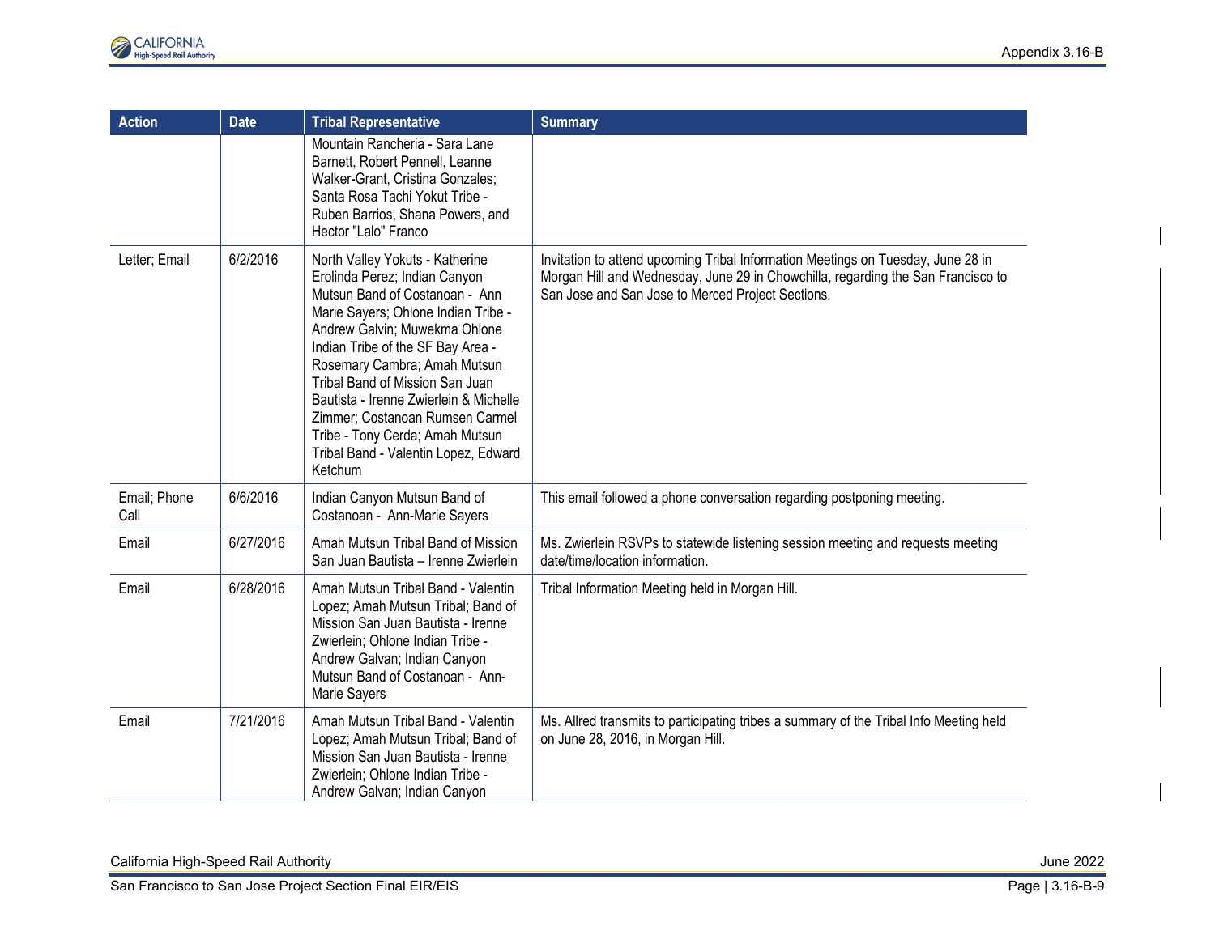| Action | Date | Tribal Representative | Summary |
|---|---|---|---|
| | | Mountain Rancheria - Sara Lane Barnett, Robert Pennell, Leanne Walker-Grant, Cristina Gonzales; Santa Rosa Tachi Yokut Tribe - Ruben Barrios, Shana Powers, and Hector "Lalo" Franco | |
| Letter; Email | 6/2/2016 | North Valley Yokuts - Katherine Erolinda Perez; Indian Canyon Mutsun Band of Costanoan - Ann Marie Sayers; Ohlone Indian Tribe - Andrew Galvin; Muwekma Ohlone Indian Tribe of the SF Bay Area - Rosemary Cambra; Amah Mutsun Tribal Band of Mission San Juan Bautista - Irenne Zwierlein & Michelle Zimmer; Costanoan Rumsen Carmel Tribe - Tony Cerda; Amah Mutsun Tribal Band - Valentin Lopez, Edward Ketchum | Invitation to attend upcoming Tribal Information Meetings on Tuesday, June 28 in Morgan Hill and Wednesday, June 29 in Chowchilla, regarding the San Francisco to San Jose and San Jose to Merced Project Sections. |
| Email; Phone Call | 6/6/2016 | Indian Canyon Mutsun Band of Costanoan - Ann-Marie Sayers | This email followed a phone conversation regarding postponing meeting. |
| Email | 6/27/2016 | Amah Mutsun Tribal Band of Mission San Juan Bautista – Irenne Zwierlein | Ms. Zwierlein RSVPs to statewide listening session meeting and requests meeting date/time/location information. |
| Email | 6/28/2016 | Amah Mutsun Tribal Band - Valentin Lopez; Amah Mutsun Tribal; Band of Mission San Juan Bautista - Irenne Zwierlein; Ohlone Indian Tribe - Andrew Galvan; Indian Canyon Mutsun Band of Costanoan - Ann-Marie Sayers | Tribal Information Meeting held in Morgan Hill. |
| Email | 7/21/2016 | Amah Mutsun Tribal Band - Valentin Lopez; Amah Mutsun Tribal; Band of Mission San Juan Bautista - Irenne Zwierlein; Ohlone Indian Tribe - Andrew Galvan; Indian Canyon | Ms. Allred transmits to participating tribes a summary of the Tribal Info Meeting held on June 28, 2016, in Morgan Hill. |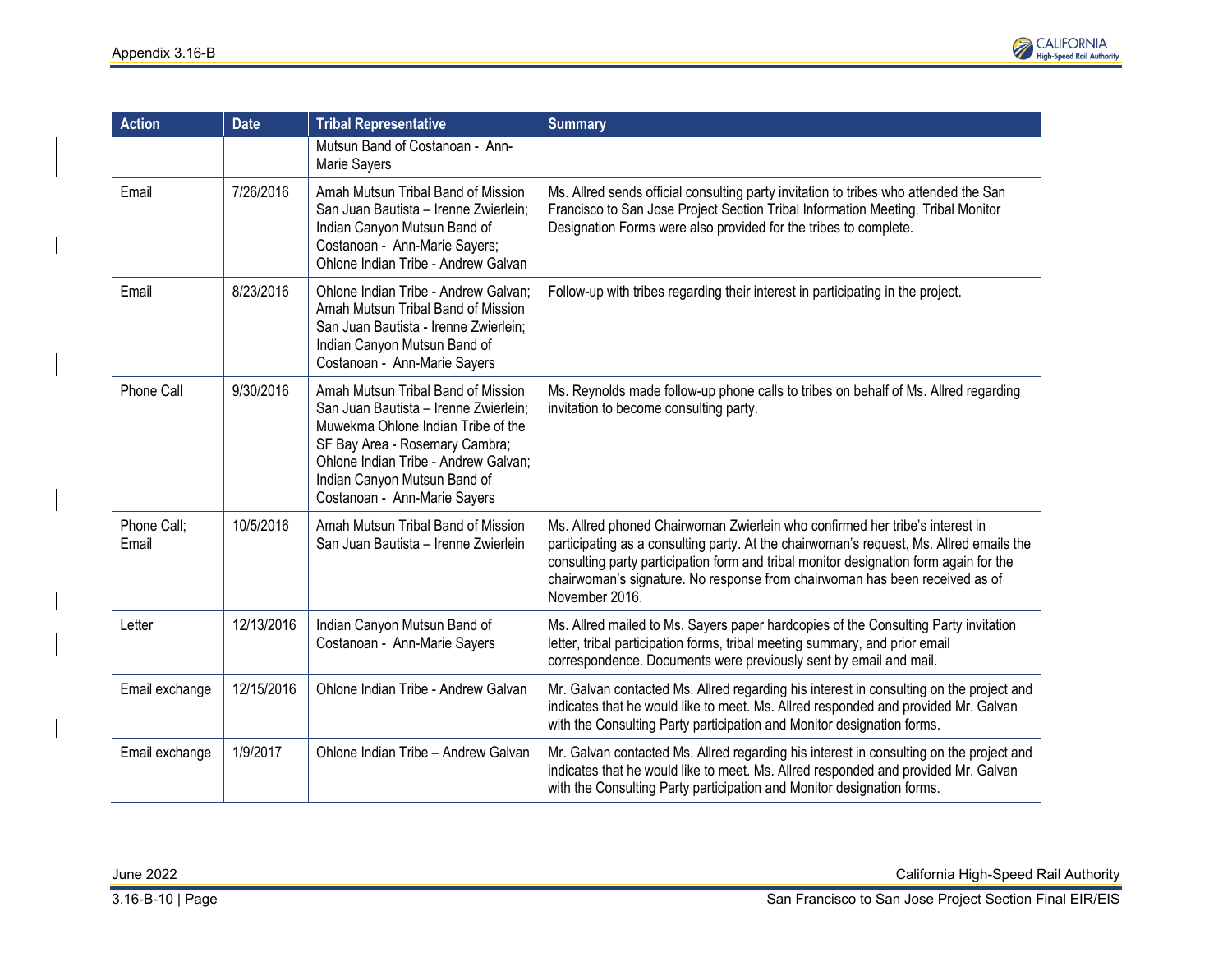| Action | Date | Tribal Representative | Summary |
|---|---|---|---|
| | | Mutsun Band of Costanoan - Ann-Marie Sayers | |
| Email | 7/26/2016 | Amah Mutsun Tribal Band of Mission San Juan Bautista – Irenne Zwierlein; Indian Canyon Mutsun Band of Costanoan - Ann-Marie Sayers; Ohlone Indian Tribe - Andrew Galvan | Ms. Allred sends official consulting party invitation to tribes who attended the San Francisco to San Jose Project Section Tribal Information Meeting. Tribal Monitor Designation Forms were also provided for the tribes to complete. |
| Email | 8/23/2016 | Ohlone Indian Tribe - Andrew Galvan; Amah Mutsun Tribal Band of Mission San Juan Bautista - Irenne Zwierlein; Indian Canyon Mutsun Band of Costanoan - Ann-Marie Sayers | Follow-up with tribes regarding their interest in participating in the project. |
| Phone Call | 9/30/2016 | Amah Mutsun Tribal Band of Mission San Juan Bautista – Irenne Zwierlein; Muwekma Ohlone Indian Tribe of the SF Bay Area - Rosemary Cambra; Ohlone Indian Tribe - Andrew Galvan; Indian Canyon Mutsun Band of Costanoan - Ann-Marie Sayers | Ms. Reynolds made follow-up phone calls to tribes on behalf of Ms. Allred regarding invitation to become consulting party. |
| Phone Call; Email | 10/5/2016 | Amah Mutsun Tribal Band of Mission San Juan Bautista – Irenne Zwierlein | Ms. Allred phoned Chairwoman Zwierlein who confirmed her tribe's interest in participating as a consulting party. At the chairwoman's request, Ms. Allred emails the consulting party participation form and tribal monitor designation form again for the chairwoman's signature. No response from chairwoman has been received as of November 2016. |
| Letter | 12/13/2016 | Indian Canyon Mutsun Band of Costanoan - Ann-Marie Sayers | Ms. Allred mailed to Ms. Sayers paper hardcopies of the Consulting Party invitation letter, tribal participation forms, tribal meeting summary, and prior email correspondence. Documents were previously sent by email and mail. |
| Email exchange | 12/15/2016 | Ohlone Indian Tribe - Andrew Galvan | Mr. Galvan contacted Ms. Allred regarding his interest in consulting on the project and indicates that he would like to meet. Ms. Allred responded and provided Mr. Galvan with the Consulting Party participation and Monitor designation forms. |
| Email exchange | 1/9/2017 | Ohlone Indian Tribe – Andrew Galvan | Mr. Galvan contacted Ms. Allred regarding his interest in consulting on the project and indicates that he would like to meet. Ms. Allred responded and provided Mr. Galvan with the Consulting Party participation and Monitor designation forms. |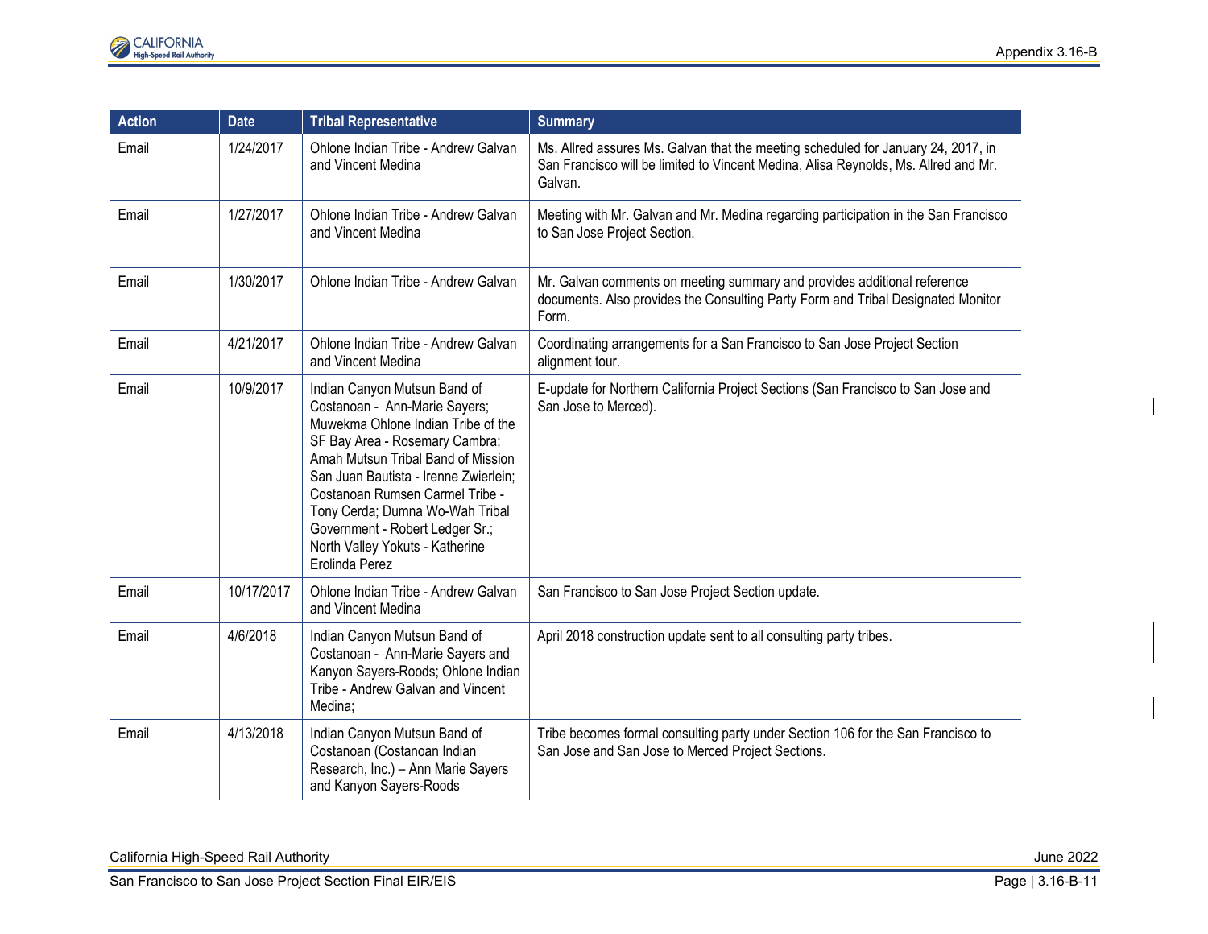| Action | Date | Tribal Representative | Summary |
|---|---|---|---|
| Email | 1/24/2017 | Ohlone Indian Tribe - Andrew Galvan and Vincent Medina | Ms. Allred assures Ms. Galvan that the meeting scheduled for January 24, 2017, in San Francisco will be limited to Vincent Medina, Alisa Reynolds, Ms. Allred and Mr. Galvan. |
| Email | 1/27/2017 | Ohlone Indian Tribe - Andrew Galvan and Vincent Medina | Meeting with Mr. Galvan and Mr. Medina regarding participation in the San Francisco to San Jose Project Section. |
| Email | 1/30/2017 | Ohlone Indian Tribe - Andrew Galvan | Mr. Galvan comments on meeting summary and provides additional reference documents. Also provides the Consulting Party Form and Tribal Designated Monitor Form. |
| Email | 4/21/2017 | Ohlone Indian Tribe - Andrew Galvan and Vincent Medina | Coordinating arrangements for a San Francisco to San Jose Project Section alignment tour. |
| Email | 10/9/2017 | Indian Canyon Mutsun Band of Costanoan - Ann-Marie Sayers; Muwekma Ohlone Indian Tribe of the SF Bay Area - Rosemary Cambra; Amah Mutsun Tribal Band of Mission San Juan Bautista - Irenne Zwierlein; Costanoan Rumsen Carmel Tribe - Tony Cerda; Dumna Wo-Wah Tribal Government - Robert Ledger Sr.; North Valley Yokuts - Katherine Erolinda Perez | E-update for Northern California Project Sections (San Francisco to San Jose and San Jose to Merced). |
| Email | 10/17/2017 | Ohlone Indian Tribe - Andrew Galvan and Vincent Medina | San Francisco to San Jose Project Section update. |
| Email | 4/6/2018 | Indian Canyon Mutsun Band of Costanoan - Ann-Marie Sayers and Kanyon Sayers-Roods; Ohlone Indian Tribe - Andrew Galvan and Vincent Medina; | April 2018 construction update sent to all consulting party tribes. |
| Email | 4/13/2018 | Indian Canyon Mutsun Band of Costanoan (Costanoan Indian Research, Inc.) – Ann Marie Sayers and Kanyon Sayers-Roods | Tribe becomes formal consulting party under Section 106 for the San Francisco to San Jose and San Jose to Merced Project Sections. |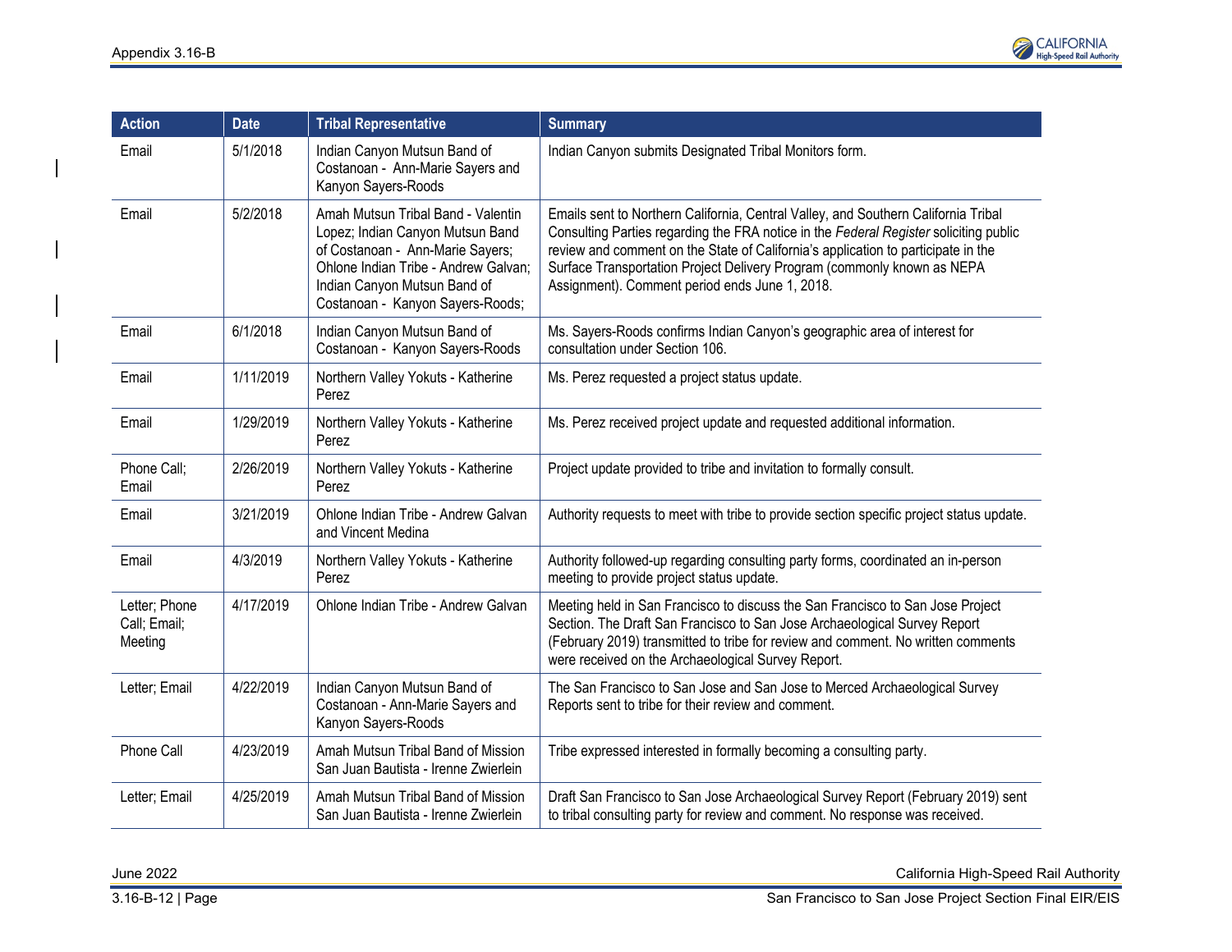| Action | Date | Tribal Representative | Summary |
|---|---|---|---|
| Email | 5/1/2018 | Indian Canyon Mutsun Band of Costanoan - Ann-Marie Sayers and Kanyon Sayers-Roods | Indian Canyon submits Designated Tribal Monitors form. |
| Email | 5/2/2018 | Amah Mutsun Tribal Band - Valentin Lopez; Indian Canyon Mutsun Band of Costanoan - Ann-Marie Sayers; Ohlone Indian Tribe - Andrew Galvan; Indian Canyon Mutsun Band of Costanoan - Kanyon Sayers-Roods; | Emails sent to Northern California, Central Valley, and Southern California Tribal Consulting Parties regarding the FRA notice in the *Federal Register* soliciting public review and comment on the State of California's application to participate in the Surface Transportation Project Delivery Program (commonly known as NEPA Assignment). Comment period ends June 1, 2018. |
| Email | 6/1/2018 | Indian Canyon Mutsun Band of Costanoan - Kanyon Sayers-Roods | Ms. Sayers-Roods confirms Indian Canyon's geographic area of interest for consultation under Section 106. |
| Email | 1/11/2019 | Northern Valley Yokuts - Katherine Perez | Ms. Perez requested a project status update. |
| Email | 1/29/2019 | Northern Valley Yokuts - Katherine Perez | Ms. Perez received project update and requested additional information. |
| Phone Call; Email | 2/26/2019 | Northern Valley Yokuts - Katherine Perez | Project update provided to tribe and invitation to formally consult. |
| Email | 3/21/2019 | Ohlone Indian Tribe - Andrew Galvan and Vincent Medina | Authority requests to meet with tribe to provide section specific project status update. |
| Email | 4/3/2019 | Northern Valley Yokuts - Katherine Perez | Authority followed-up regarding consulting party forms, coordinated an in-person meeting to provide project status update. |
| Letter; Phone Call; Email; Meeting | 4/17/2019 | Ohlone Indian Tribe - Andrew Galvan | Meeting held in San Francisco to discuss the San Francisco to San Jose Project Section. The Draft San Francisco to San Jose Archaeological Survey Report (February 2019) transmitted to tribe for review and comment. No written comments were received on the Archaeological Survey Report. |
| Letter; Email | 4/22/2019 | Indian Canyon Mutsun Band of Costanoan - Ann-Marie Sayers and Kanyon Sayers-Roods | The San Francisco to San Jose and San Jose to Merced Archaeological Survey Reports sent to tribe for their review and comment. |
| Phone Call | 4/23/2019 | Amah Mutsun Tribal Band of Mission San Juan Bautista - Irenne Zwierlein | Tribe expressed interested in formally becoming a consulting party. |
| Letter; Email | 4/25/2019 | Amah Mutsun Tribal Band of Mission San Juan Bautista - Irenne Zwierlein | Draft San Francisco to San Jose Archaeological Survey Report (February 2019) sent to tribal consulting party for review and comment. No response was received. |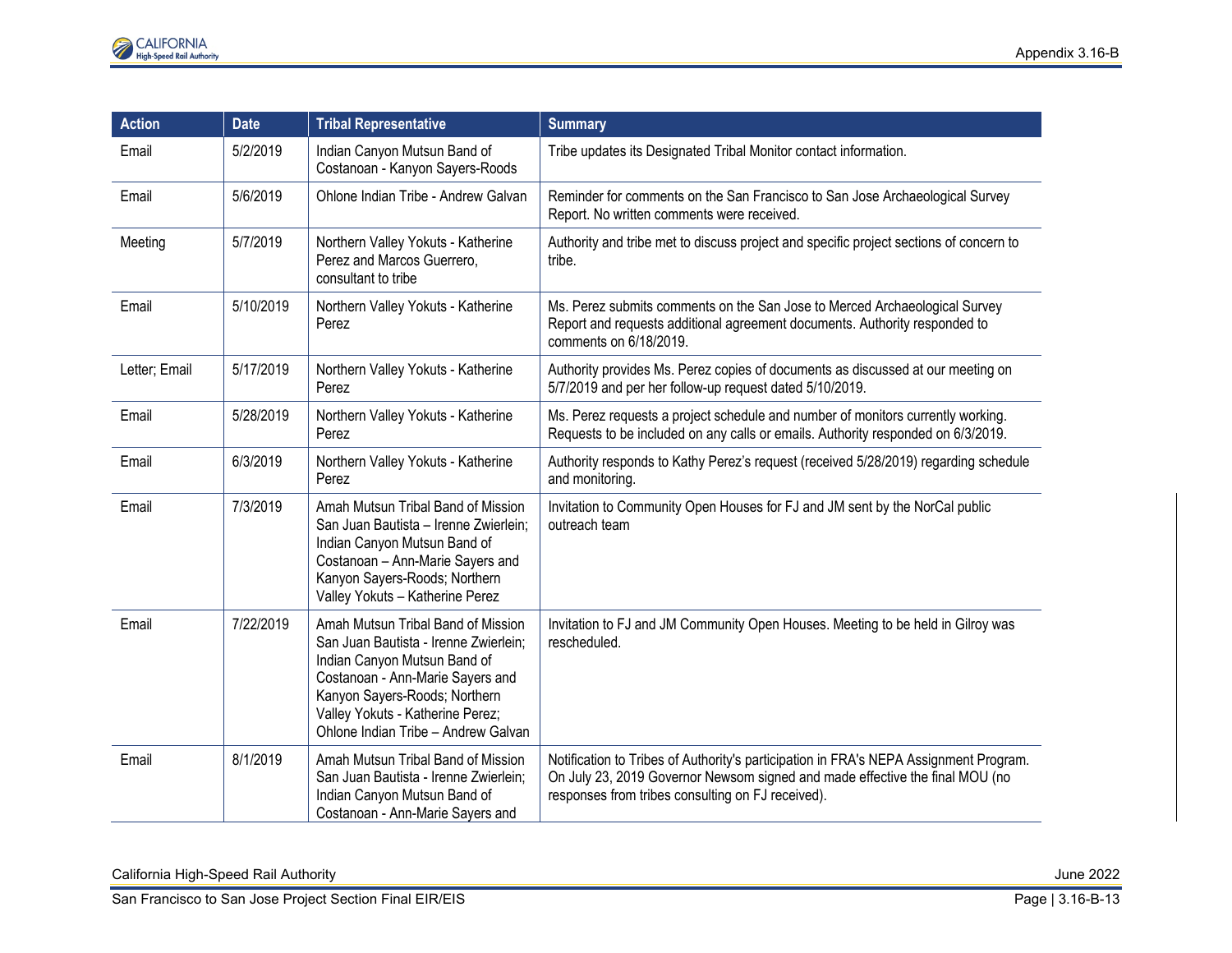| Action | Date | Tribal Representative | Summary |
|---|---|---|---|
| Email | 5/2/2019 | Indian Canyon Mutsun Band of Costanoan - Kanyon Sayers-Roods | Tribe updates its Designated Tribal Monitor contact information. |
| Email | 5/6/2019 | Ohlone Indian Tribe - Andrew Galvan | Reminder for comments on the San Francisco to San Jose Archaeological Survey Report. No written comments were received. |
| Meeting | 5/7/2019 | Northern Valley Yokuts - Katherine Perez and Marcos Guerrero, consultant to tribe | Authority and tribe met to discuss project and specific project sections of concern to tribe. |
| Email | 5/10/2019 | Northern Valley Yokuts - Katherine Perez | Ms. Perez submits comments on the San Jose to Merced Archaeological Survey Report and requests additional agreement documents. Authority responded to comments on 6/18/2019. |
| Letter; Email | 5/17/2019 | Northern Valley Yokuts - Katherine Perez | Authority provides Ms. Perez copies of documents as discussed at our meeting on 5/7/2019 and per her follow-up request dated 5/10/2019. |
| Email | 5/28/2019 | Northern Valley Yokuts - Katherine Perez | Ms. Perez requests a project schedule and number of monitors currently working. Requests to be included on any calls or emails. Authority responded on 6/3/2019. |
| Email | 6/3/2019 | Northern Valley Yokuts - Katherine Perez | Authority responds to Kathy Perez's request (received 5/28/2019) regarding schedule and monitoring. |
| Email | 7/3/2019 | Amah Mutsun Tribal Band of Mission San Juan Bautista – Irenne Zwierlein; Indian Canyon Mutsun Band of Costanoan – Ann-Marie Sayers and Kanyon Sayers-Roods; Northern Valley Yokuts – Katherine Perez | Invitation to Community Open Houses for FJ and JM sent by the NorCal public outreach team |
| Email | 7/22/2019 | Amah Mutsun Tribal Band of Mission San Juan Bautista - Irenne Zwierlein; Indian Canyon Mutsun Band of Costanoan - Ann-Marie Sayers and Kanyon Sayers-Roods; Northern Valley Yokuts - Katherine Perez; Ohlone Indian Tribe – Andrew Galvan | Invitation to FJ and JM Community Open Houses. Meeting to be held in Gilroy was rescheduled. |
| Email | 8/1/2019 | Amah Mutsun Tribal Band of Mission San Juan Bautista - Irenne Zwierlein; Indian Canyon Mutsun Band of Costanoan - Ann-Marie Sayers and | Notification to Tribes of Authority's participation in FRA's NEPA Assignment Program. On July 23, 2019 Governor Newsom signed and made effective the final MOU (no responses from tribes consulting on FJ received). |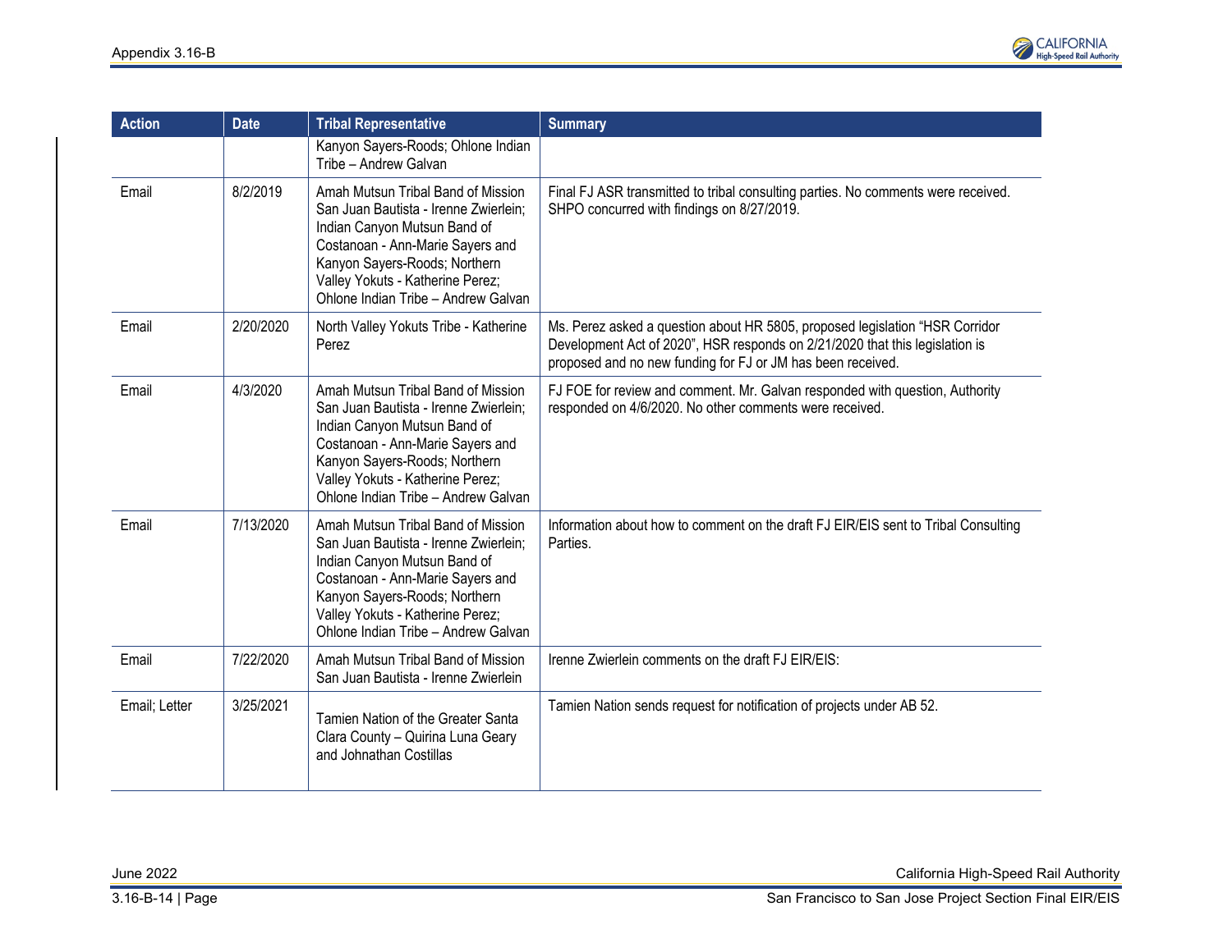| Action | Date | Tribal Representative | Summary |
| --- | --- | --- | --- |
| | | Kanyon Sayers-Roods; Ohlone Indian Tribe – Andrew Galvan | |
| Email | 8/2/2019 | Amah Mutsun Tribal Band of Mission San Juan Bautista - Irenne Zwierlein; Indian Canyon Mutsun Band of Costanoan - Ann-Marie Sayers and Kanyon Sayers-Roods; Northern Valley Yokuts - Katherine Perez; Ohlone Indian Tribe – Andrew Galvan | Final FJ ASR transmitted to tribal consulting parties. No comments were received. SHPO concurred with findings on 8/27/2019. |
| Email | 2/20/2020 | North Valley Yokuts Tribe - Katherine Perez | Ms. Perez asked a question about HR 5805, proposed legislation “HSR Corridor Development Act of 2020”, HSR responds on 2/21/2020 that this legislation is proposed and no new funding for FJ or JM has been received. |
| Email | 4/3/2020 | Amah Mutsun Tribal Band of Mission San Juan Bautista - Irenne Zwierlein; Indian Canyon Mutsun Band of Costanoan - Ann-Marie Sayers and Kanyon Sayers-Roods; Northern Valley Yokuts - Katherine Perez; Ohlone Indian Tribe – Andrew Galvan | FJ FOE for review and comment. Mr. Galvan responded with question, Authority responded on 4/6/2020. No other comments were received. |
| Email | 7/13/2020 | Amah Mutsun Tribal Band of Mission San Juan Bautista - Irenne Zwierlein; Indian Canyon Mutsun Band of Costanoan - Ann-Marie Sayers and Kanyon Sayers-Roods; Northern Valley Yokuts - Katherine Perez; Ohlone Indian Tribe – Andrew Galvan | Information about how to comment on the draft FJ EIR/EIS sent to Tribal Consulting Parties. |
| Email | 7/22/2020 | Amah Mutsun Tribal Band of Mission San Juan Bautista - Irenne Zwierlein | Irenne Zwierlein comments on the draft FJ EIR/EIS: |
| Email; Letter | 3/25/2021 | Tamien Nation of the Greater Santa Clara County – Quirina Luna Geary and Johnathan Costillas | Tamien Nation sends request for notification of projects under AB 52. |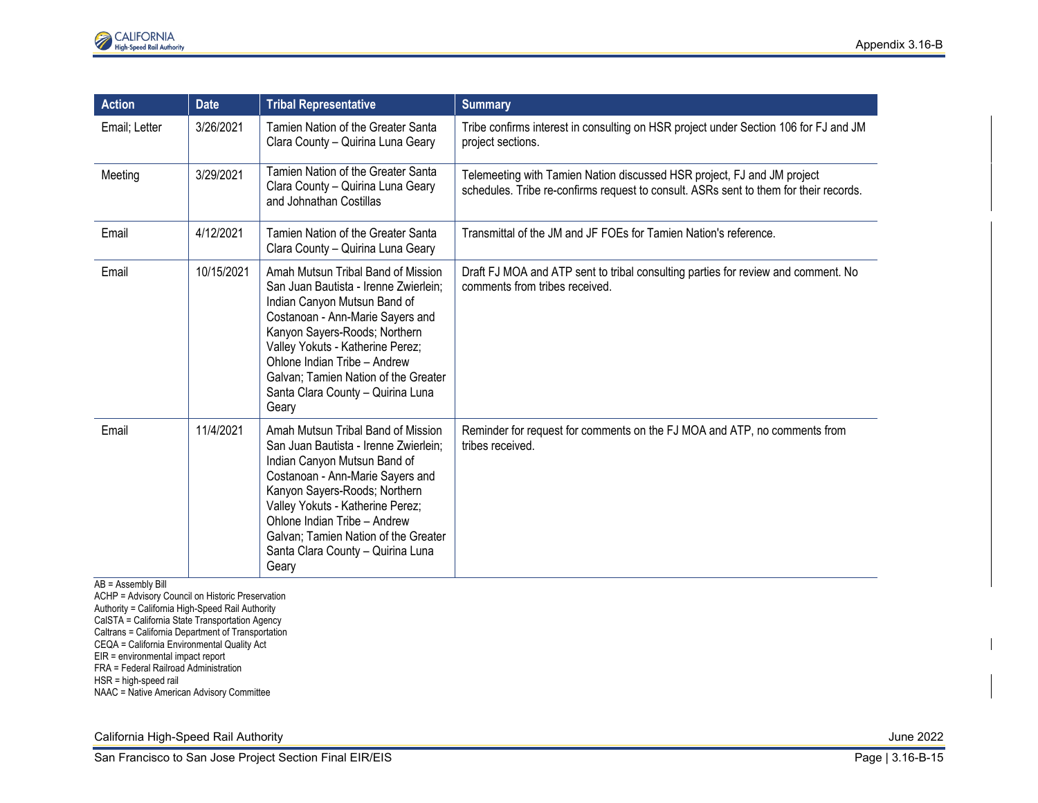| Action | Date | Tribal Representative | Summary |
|---|---|---|---|
| Email; Letter | 3/26/2021 | Tamien Nation of the Greater Santa Clara County – Quirina Luna Geary | Tribe confirms interest in consulting on HSR project under Section 106 for FJ and JM project sections. |
| Meeting | 3/29/2021 | Tamien Nation of the Greater Santa Clara County – Quirina Luna Geary and Johnathan Costillas | Telemeeting with Tamien Nation discussed HSR project, FJ and JM project schedules. Tribe re-confirms request to consult. ASRs sent to them for their records. |
| Email | 4/12/2021 | Tamien Nation of the Greater Santa Clara County – Quirina Luna Geary | Transmittal of the JM and JF FOEs for Tamien Nation's reference. |
| Email | 10/15/2021 | Amah Mutsun Tribal Band of Mission San Juan Bautista - Irenne Zwierlein; Indian Canyon Mutsun Band of Costanoan - Ann-Marie Sayers and Kanyon Sayers-Roods; Northern Valley Yokuts - Katherine Perez; Ohlone Indian Tribe – Andrew Galvan; Tamien Nation of the Greater Santa Clara County – Quirina Luna Geary | Draft FJ MOA and ATP sent to tribal consulting parties for review and comment. No comments from tribes received. |
| Email | 11/4/2021 | Amah Mutsun Tribal Band of Mission San Juan Bautista - Irenne Zwierlein; Indian Canyon Mutsun Band of Costanoan - Ann-Marie Sayers and Kanyon Sayers-Roods; Northern Valley Yokuts - Katherine Perez; Ohlone Indian Tribe – Andrew Galvan; Tamien Nation of the Greater Santa Clara County – Quirina Luna Geary | Reminder for request for comments on the FJ MOA and ATP, no comments from tribes received. |

AB = Assembly Bill
ACHP = Advisory Council on Historic Preservation
Authority = California High-Speed Rail Authority
CalSTA = California State Transportation Agency
Caltrans = California Department of Transportation
CEQA = California Environmental Quality Act
EIR = environmental impact report
FRA = Federal Railroad Administration
HSR = high-speed rail
NAAC = Native American Advisory Committee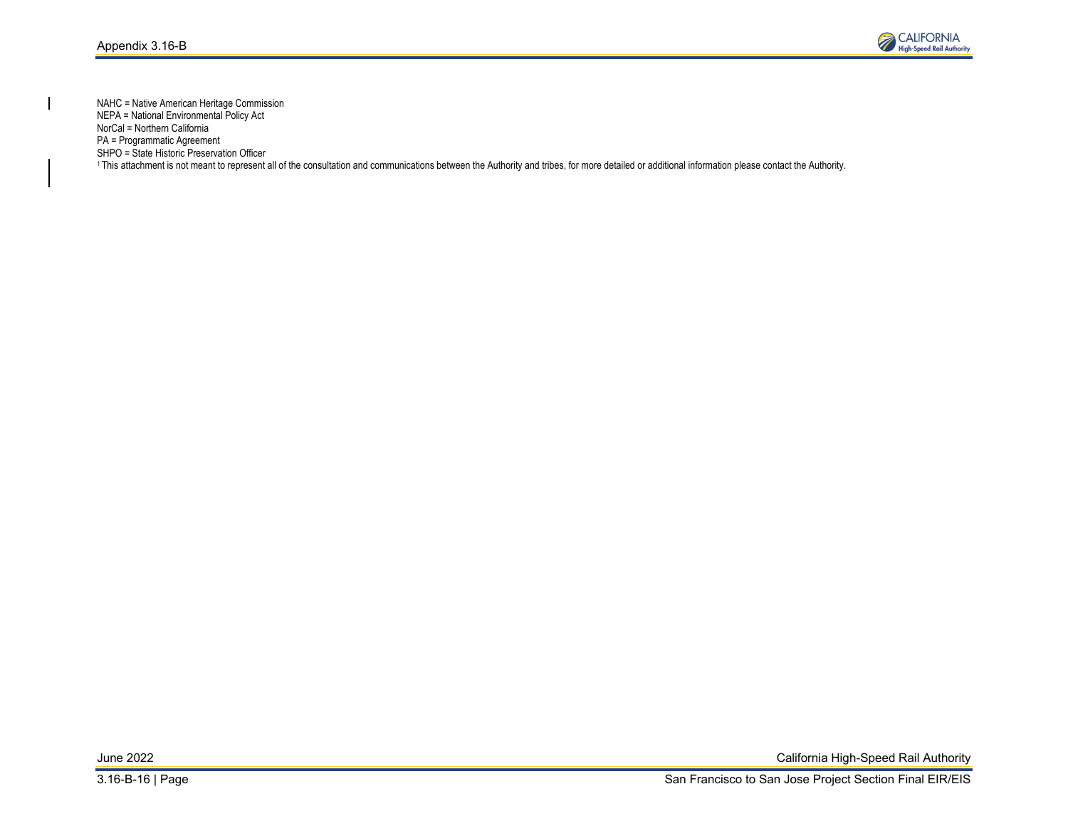NAHC = Native American Heritage Commission
NEPA = National Environmental Policy Act
NorCal = Northern California
PA = Programmatic Agreement
SHPO = State Historic Preservation Officer
[1] This attachment is not meant to represent all of the consultation and communications between the Authority and tribes, for more detailed or additional information please contact the Authority.